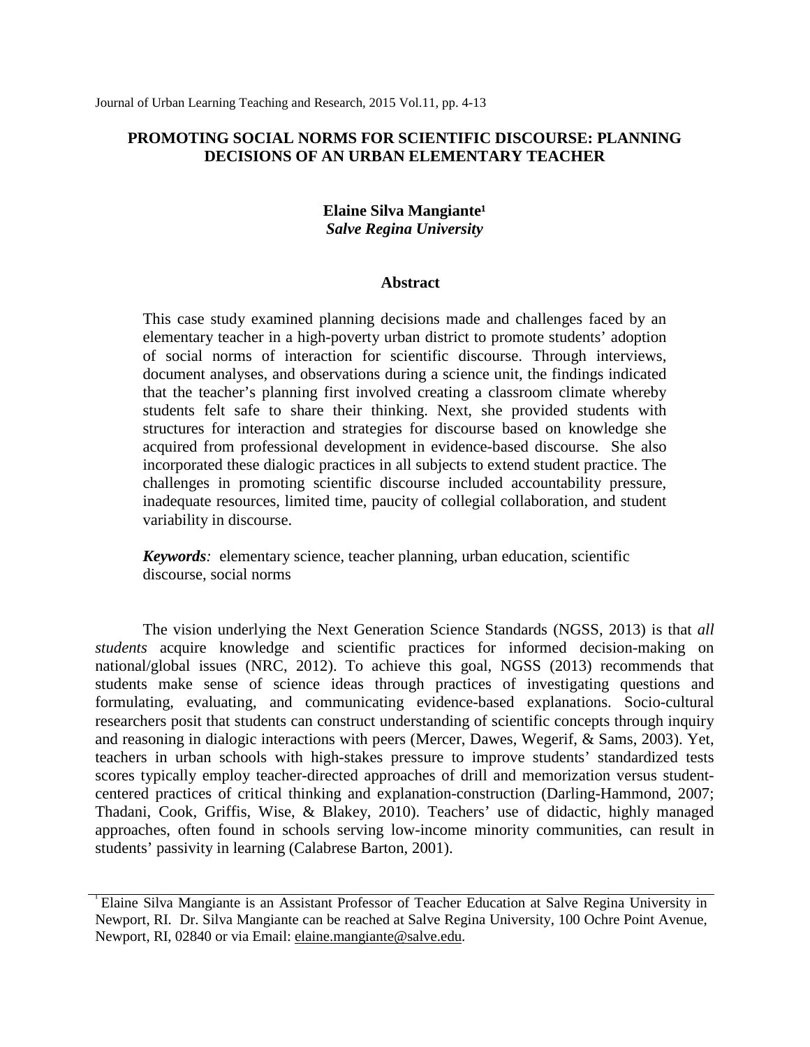# PROMOTING SOCIAL NORMS FOR SCIENTIFIC DISCOURSE: PLANNING DECISIONS OF AN URBAN ELEMENTARY TEACHER

**Elaine Silva Mangiante[1]**
***Salve Regina University***

## Abstract

This case study examined planning decisions made and challenges faced by an elementary teacher in a high-poverty urban district to promote students' adoption of social norms of interaction for scientific discourse. Through interviews, document analyses, and observations during a science unit, the findings indicated that the teacher's planning first involved creating a classroom climate whereby students felt safe to share their thinking. Next, she provided students with structures for interaction and strategies for discourse based on knowledge she acquired from professional development in evidence-based discourse. She also incorporated these dialogic practices in all subjects to extend student practice. The challenges in promoting scientific discourse included accountability pressure, inadequate resources, limited time, paucity of collegial collaboration, and student variability in discourse.

***Keywords**:* elementary science, teacher planning, urban education, scientific discourse, social norms

The vision underlying the Next Generation Science Standards (NGSS, 2013) is that *all students* acquire knowledge and scientific practices for informed decision-making on national/global issues (NRC, 2012). To achieve this goal, NGSS (2013) recommends that students make sense of science ideas through practices of investigating questions and formulating, evaluating, and communicating evidence-based explanations. Socio-cultural researchers posit that students can construct understanding of scientific concepts through inquiry and reasoning in dialogic interactions with peers (Mercer, Dawes, Wegerif, & Sams, 2003). Yet, teachers in urban schools with high-stakes pressure to improve students' standardized tests scores typically employ teacher-directed approaches of drill and memorization versus student-centered practices of critical thinking and explanation-construction (Darling-Hammond, 2007; Thadani, Cook, Griffis, Wise, & Blakey, 2010). Teachers' use of didactic, highly managed approaches, often found in schools serving low-income minority communities, can result in students' passivity in learning (Calabrese Barton, 2001).

[1] Elaine Silva Mangiante is an Assistant Professor of Teacher Education at Salve Regina University in Newport, RI. Dr. Silva Mangiante can be reached at Salve Regina University, 100 Ochre Point Avenue, Newport, RI, 02840 or via Email: elaine.mangiante@salve.edu.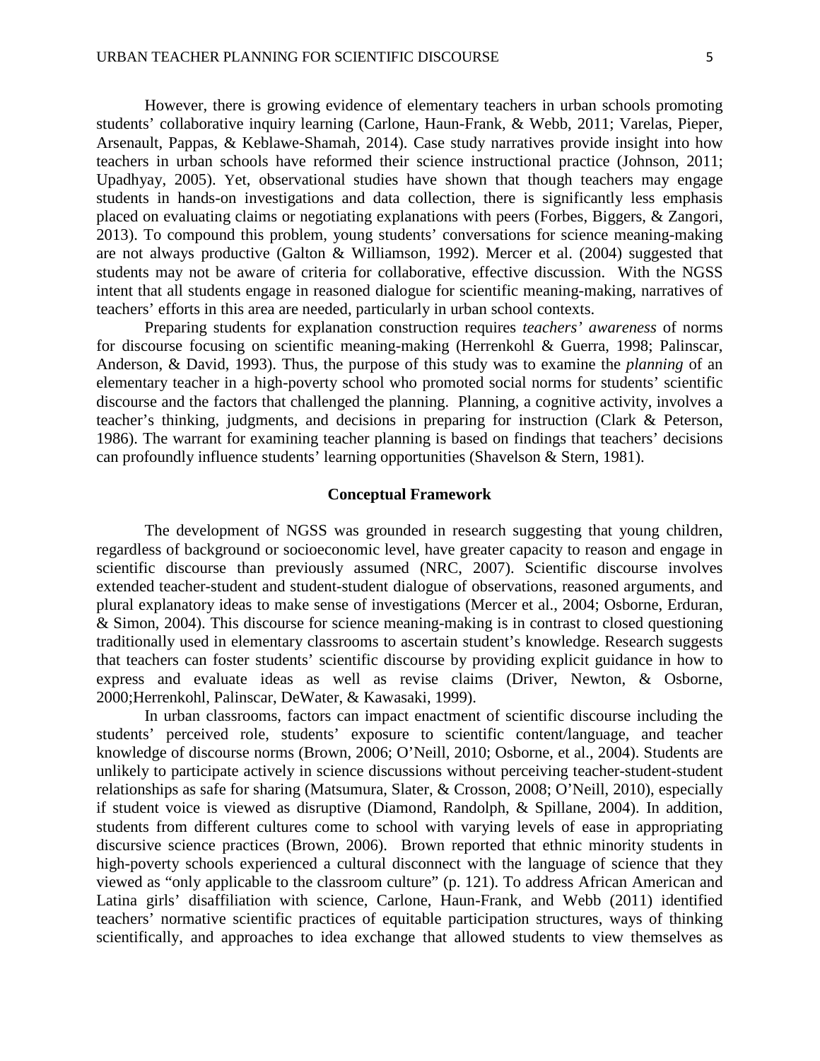However, there is growing evidence of elementary teachers in urban schools promoting students' collaborative inquiry learning (Carlone, Haun-Frank, & Webb, 2011; Varelas, Pieper, Arsenault, Pappas, & Keblawe-Shamah, 2014). Case study narratives provide insight into how teachers in urban schools have reformed their science instructional practice (Johnson, 2011; Upadhyay, 2005). Yet, observational studies have shown that though teachers may engage students in hands-on investigations and data collection, there is significantly less emphasis placed on evaluating claims or negotiating explanations with peers (Forbes, Biggers, & Zangori, 2013). To compound this problem, young students' conversations for science meaning-making are not always productive (Galton & Williamson, 1992). Mercer et al. (2004) suggested that students may not be aware of criteria for collaborative, effective discussion. With the NGSS intent that all students engage in reasoned dialogue for scientific meaning-making, narratives of teachers' efforts in this area are needed, particularly in urban school contexts.

Preparing students for explanation construction requires *teachers' awareness* of norms for discourse focusing on scientific meaning-making (Herrenkohl & Guerra, 1998; Palinscar, Anderson, & David, 1993). Thus, the purpose of this study was to examine the *planning* of an elementary teacher in a high-poverty school who promoted social norms for students' scientific discourse and the factors that challenged the planning. Planning, a cognitive activity, involves a teacher's thinking, judgments, and decisions in preparing for instruction (Clark & Peterson, 1986). The warrant for examining teacher planning is based on findings that teachers' decisions can profoundly influence students' learning opportunities (Shavelson & Stern, 1981).

## Conceptual Framework

The development of NGSS was grounded in research suggesting that young children, regardless of background or socioeconomic level, have greater capacity to reason and engage in scientific discourse than previously assumed (NRC, 2007). Scientific discourse involves extended teacher-student and student-student dialogue of observations, reasoned arguments, and plural explanatory ideas to make sense of investigations (Mercer et al., 2004; Osborne, Erduran, & Simon, 2004). This discourse for science meaning-making is in contrast to closed questioning traditionally used in elementary classrooms to ascertain student's knowledge. Research suggests that teachers can foster students' scientific discourse by providing explicit guidance in how to express and evaluate ideas as well as revise claims (Driver, Newton, & Osborne, 2000;Herrenkohl, Palinscar, DeWater, & Kawasaki, 1999).

In urban classrooms, factors can impact enactment of scientific discourse including the students' perceived role, students' exposure to scientific content/language, and teacher knowledge of discourse norms (Brown, 2006; O'Neill, 2010; Osborne, et al., 2004). Students are unlikely to participate actively in science discussions without perceiving teacher-student-student relationships as safe for sharing (Matsumura, Slater, & Crosson, 2008; O'Neill, 2010), especially if student voice is viewed as disruptive (Diamond, Randolph, & Spillane, 2004). In addition, students from different cultures come to school with varying levels of ease in appropriating discursive science practices (Brown, 2006). Brown reported that ethnic minority students in high-poverty schools experienced a cultural disconnect with the language of science that they viewed as "only applicable to the classroom culture" (p. 121). To address African American and Latina girls' disaffiliation with science, Carlone, Haun-Frank, and Webb (2011) identified teachers' normative scientific practices of equitable participation structures, ways of thinking scientifically, and approaches to idea exchange that allowed students to view themselves as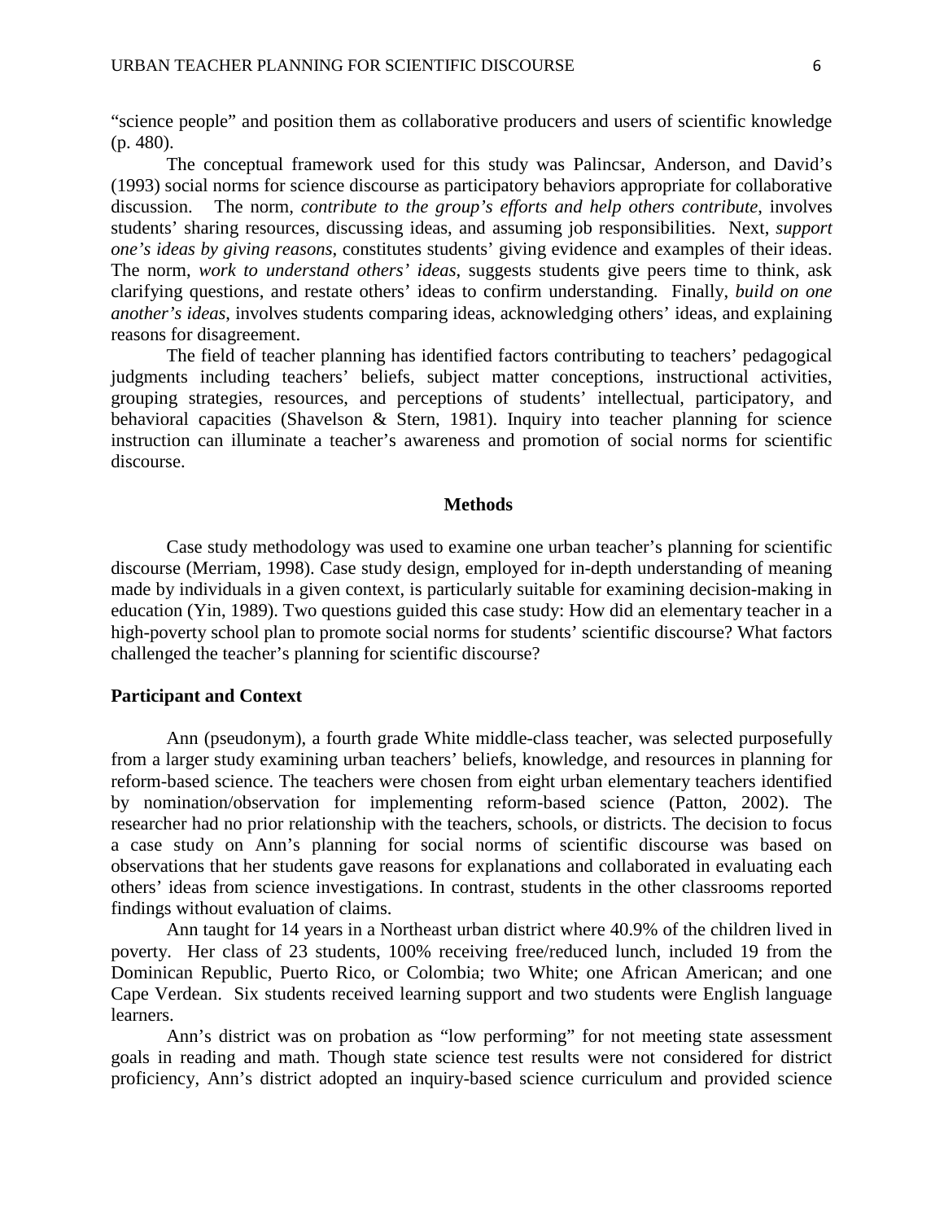"science people" and position them as collaborative producers and users of scientific knowledge (p. 480).

The conceptual framework used for this study was Palincsar, Anderson, and David's (1993) social norms for science discourse as participatory behaviors appropriate for collaborative discussion. The norm, *contribute to the group's efforts and help others contribute*, involves students' sharing resources, discussing ideas, and assuming job responsibilities. Next, *support one's ideas by giving reasons*, constitutes students' giving evidence and examples of their ideas. The norm, *work to understand others' ideas*, suggests students give peers time to think, ask clarifying questions, and restate others' ideas to confirm understanding. Finally, *build on one another's ideas*, involves students comparing ideas, acknowledging others' ideas, and explaining reasons for disagreement.

The field of teacher planning has identified factors contributing to teachers' pedagogical judgments including teachers' beliefs, subject matter conceptions, instructional activities, grouping strategies, resources, and perceptions of students' intellectual, participatory, and behavioral capacities (Shavelson & Stern, 1981). Inquiry into teacher planning for science instruction can illuminate a teacher's awareness and promotion of social norms for scientific discourse.

## Methods

Case study methodology was used to examine one urban teacher's planning for scientific discourse (Merriam, 1998). Case study design, employed for in-depth understanding of meaning made by individuals in a given context, is particularly suitable for examining decision-making in education (Yin, 1989). Two questions guided this case study: How did an elementary teacher in a high-poverty school plan to promote social norms for students' scientific discourse? What factors challenged the teacher's planning for scientific discourse?

### Participant and Context

Ann (pseudonym), a fourth grade White middle-class teacher, was selected purposefully from a larger study examining urban teachers' beliefs, knowledge, and resources in planning for reform-based science. The teachers were chosen from eight urban elementary teachers identified by nomination/observation for implementing reform-based science (Patton, 2002). The researcher had no prior relationship with the teachers, schools, or districts. The decision to focus a case study on Ann's planning for social norms of scientific discourse was based on observations that her students gave reasons for explanations and collaborated in evaluating each others' ideas from science investigations. In contrast, students in the other classrooms reported findings without evaluation of claims.

Ann taught for 14 years in a Northeast urban district where 40.9% of the children lived in poverty. Her class of 23 students, 100% receiving free/reduced lunch, included 19 from the Dominican Republic, Puerto Rico, or Colombia; two White; one African American; and one Cape Verdean. Six students received learning support and two students were English language learners.

Ann's district was on probation as "low performing" for not meeting state assessment goals in reading and math. Though state science test results were not considered for district proficiency, Ann's district adopted an inquiry-based science curriculum and provided science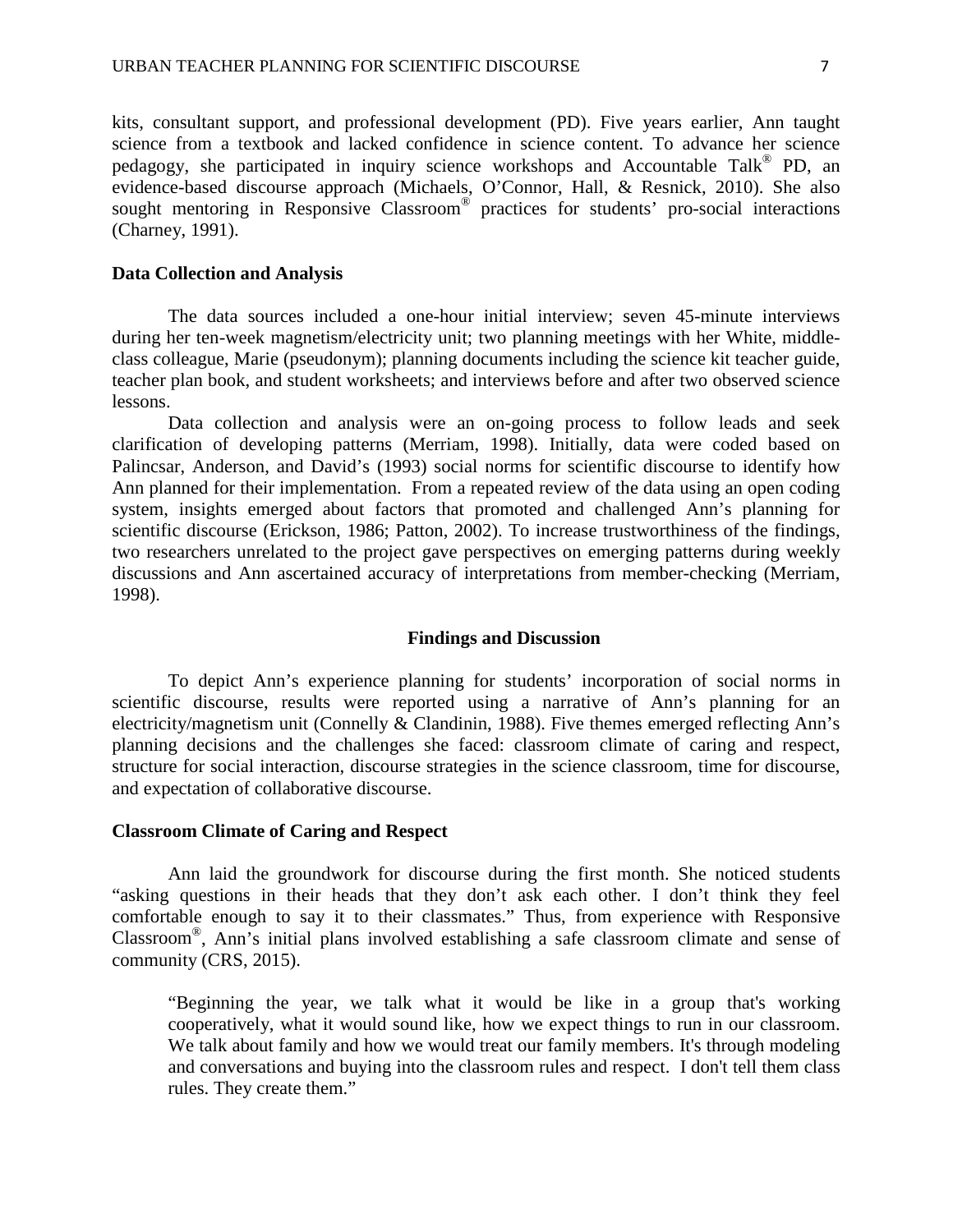kits, consultant support, and professional development (PD). Five years earlier, Ann taught science from a textbook and lacked confidence in science content. To advance her science pedagogy, she participated in inquiry science workshops and Accountable Talk® PD, an evidence-based discourse approach (Michaels, O'Connor, Hall, & Resnick, 2010). She also sought mentoring in Responsive Classroom® practices for students' pro-social interactions (Charney, 1991).

### Data Collection and Analysis

The data sources included a one-hour initial interview; seven 45-minute interviews during her ten-week magnetism/electricity unit; two planning meetings with her White, middle-class colleague, Marie (pseudonym); planning documents including the science kit teacher guide, teacher plan book, and student worksheets; and interviews before and after two observed science lessons.

Data collection and analysis were an on-going process to follow leads and seek clarification of developing patterns (Merriam, 1998). Initially, data were coded based on Palincsar, Anderson, and David's (1993) social norms for scientific discourse to identify how Ann planned for their implementation. From a repeated review of the data using an open coding system, insights emerged about factors that promoted and challenged Ann's planning for scientific discourse (Erickson, 1986; Patton, 2002). To increase trustworthiness of the findings, two researchers unrelated to the project gave perspectives on emerging patterns during weekly discussions and Ann ascertained accuracy of interpretations from member-checking (Merriam, 1998).

## Findings and Discussion

To depict Ann's experience planning for students' incorporation of social norms in scientific discourse, results were reported using a narrative of Ann's planning for an electricity/magnetism unit (Connelly & Clandinin, 1988). Five themes emerged reflecting Ann's planning decisions and the challenges she faced: classroom climate of caring and respect, structure for social interaction, discourse strategies in the science classroom, time for discourse, and expectation of collaborative discourse.

### Classroom Climate of Caring and Respect

Ann laid the groundwork for discourse during the first month. She noticed students "asking questions in their heads that they don't ask each other. I don't think they feel comfortable enough to say it to their classmates." Thus, from experience with Responsive Classroom®, Ann's initial plans involved establishing a safe classroom climate and sense of community (CRS, 2015).

> "Beginning the year, we talk what it would be like in a group that's working cooperatively, what it would sound like, how we expect things to run in our classroom. We talk about family and how we would treat our family members. It's through modeling and conversations and buying into the classroom rules and respect. I don't tell them class rules. They create them."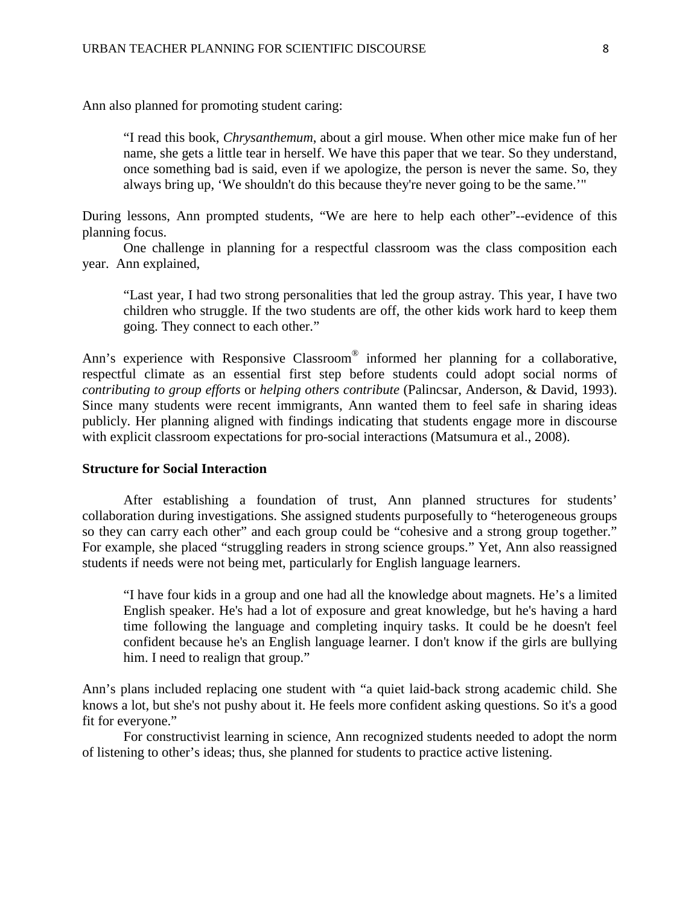Ann also planned for promoting student caring:

> "I read this book, *Chrysanthemum*, about a girl mouse. When other mice make fun of her name, she gets a little tear in herself. We have this paper that we tear. So they understand, once something bad is said, even if we apologize, the person is never the same. So, they always bring up, 'We shouldn't do this because they're never going to be the same.'"

During lessons, Ann prompted students, "We are here to help each other"--evidence of this planning focus.

One challenge in planning for a respectful classroom was the class composition each year. Ann explained,

> "Last year, I had two strong personalities that led the group astray. This year, I have two children who struggle. If the two students are off, the other kids work hard to keep them going. They connect to each other."

Ann's experience with Responsive Classroom® informed her planning for a collaborative, respectful climate as an essential first step before students could adopt social norms of *contributing to group efforts* or *helping others contribute* (Palincsar, Anderson, & David, 1993). Since many students were recent immigrants, Ann wanted them to feel safe in sharing ideas publicly. Her planning aligned with findings indicating that students engage more in discourse with explicit classroom expectations for pro-social interactions (Matsumura et al., 2008).

**Structure for Social Interaction**

After establishing a foundation of trust, Ann planned structures for students' collaboration during investigations. She assigned students purposefully to "heterogeneous groups so they can carry each other" and each group could be "cohesive and a strong group together." For example, she placed "struggling readers in strong science groups." Yet, Ann also reassigned students if needs were not being met, particularly for English language learners.

> "I have four kids in a group and one had all the knowledge about magnets. He's a limited English speaker. He's had a lot of exposure and great knowledge, but he's having a hard time following the language and completing inquiry tasks. It could be he doesn't feel confident because he's an English language learner. I don't know if the girls are bullying him. I need to realign that group."

Ann's plans included replacing one student with "a quiet laid-back strong academic child. She knows a lot, but she's not pushy about it. He feels more confident asking questions. So it's a good fit for everyone."

For constructivist learning in science, Ann recognized students needed to adopt the norm of listening to other's ideas; thus, she planned for students to practice active listening.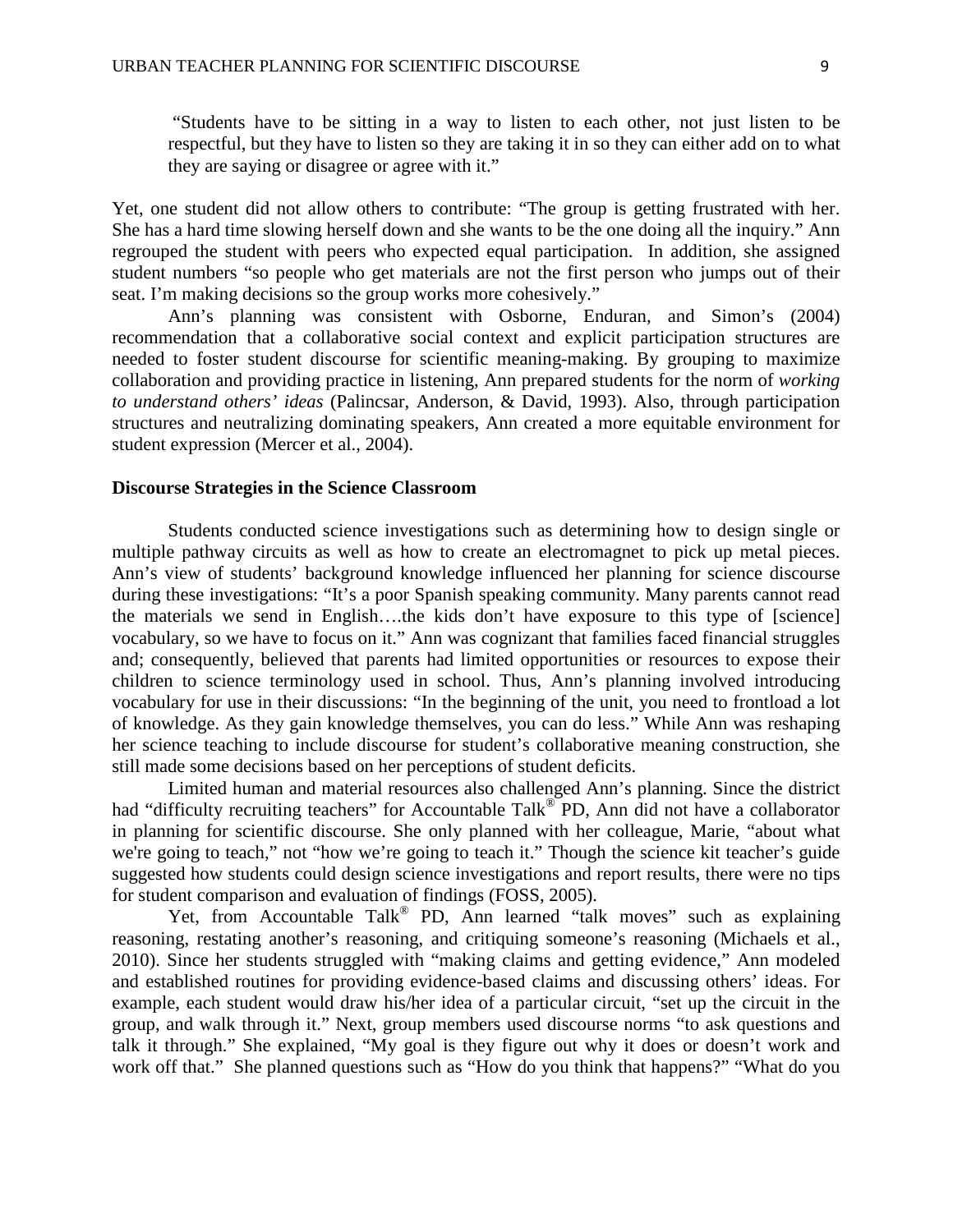> "Students have to be sitting in a way to listen to each other, not just listen to be respectful, but they have to listen so they are taking it in so they can either add on to what they are saying or disagree or agree with it."

Yet, one student did not allow others to contribute: "The group is getting frustrated with her. She has a hard time slowing herself down and she wants to be the one doing all the inquiry." Ann regrouped the student with peers who expected equal participation. In addition, she assigned student numbers "so people who get materials are not the first person who jumps out of their seat. I'm making decisions so the group works more cohesively."

Ann's planning was consistent with Osborne, Enduran, and Simon's (2004) recommendation that a collaborative social context and explicit participation structures are needed to foster student discourse for scientific meaning-making. By grouping to maximize collaboration and providing practice in listening, Ann prepared students for the norm of *working to understand others' ideas* (Palincsar, Anderson, & David, 1993). Also, through participation structures and neutralizing dominating speakers, Ann created a more equitable environment for student expression (Mercer et al., 2004).

**Discourse Strategies in the Science Classroom**

Students conducted science investigations such as determining how to design single or multiple pathway circuits as well as how to create an electromagnet to pick up metal pieces. Ann's view of students' background knowledge influenced her planning for science discourse during these investigations: "It's a poor Spanish speaking community. Many parents cannot read the materials we send in English….the kids don't have exposure to this type of [science] vocabulary, so we have to focus on it." Ann was cognizant that families faced financial struggles and; consequently, believed that parents had limited opportunities or resources to expose their children to science terminology used in school. Thus, Ann's planning involved introducing vocabulary for use in their discussions: "In the beginning of the unit, you need to frontload a lot of knowledge. As they gain knowledge themselves, you can do less." While Ann was reshaping her science teaching to include discourse for student's collaborative meaning construction, she still made some decisions based on her perceptions of student deficits.

Limited human and material resources also challenged Ann's planning. Since the district had "difficulty recruiting teachers" for Accountable Talk® PD, Ann did not have a collaborator in planning for scientific discourse. She only planned with her colleague, Marie, "about what we're going to teach," not "how we're going to teach it." Though the science kit teacher's guide suggested how students could design science investigations and report results, there were no tips for student comparison and evaluation of findings (FOSS, 2005).

Yet, from Accountable Talk® PD, Ann learned "talk moves" such as explaining reasoning, restating another's reasoning, and critiquing someone's reasoning (Michaels et al., 2010). Since her students struggled with "making claims and getting evidence," Ann modeled and established routines for providing evidence-based claims and discussing others' ideas. For example, each student would draw his/her idea of a particular circuit, "set up the circuit in the group, and walk through it." Next, group members used discourse norms "to ask questions and talk it through." She explained, "My goal is they figure out why it does or doesn't work and work off that." She planned questions such as "How do you think that happens?" "What do you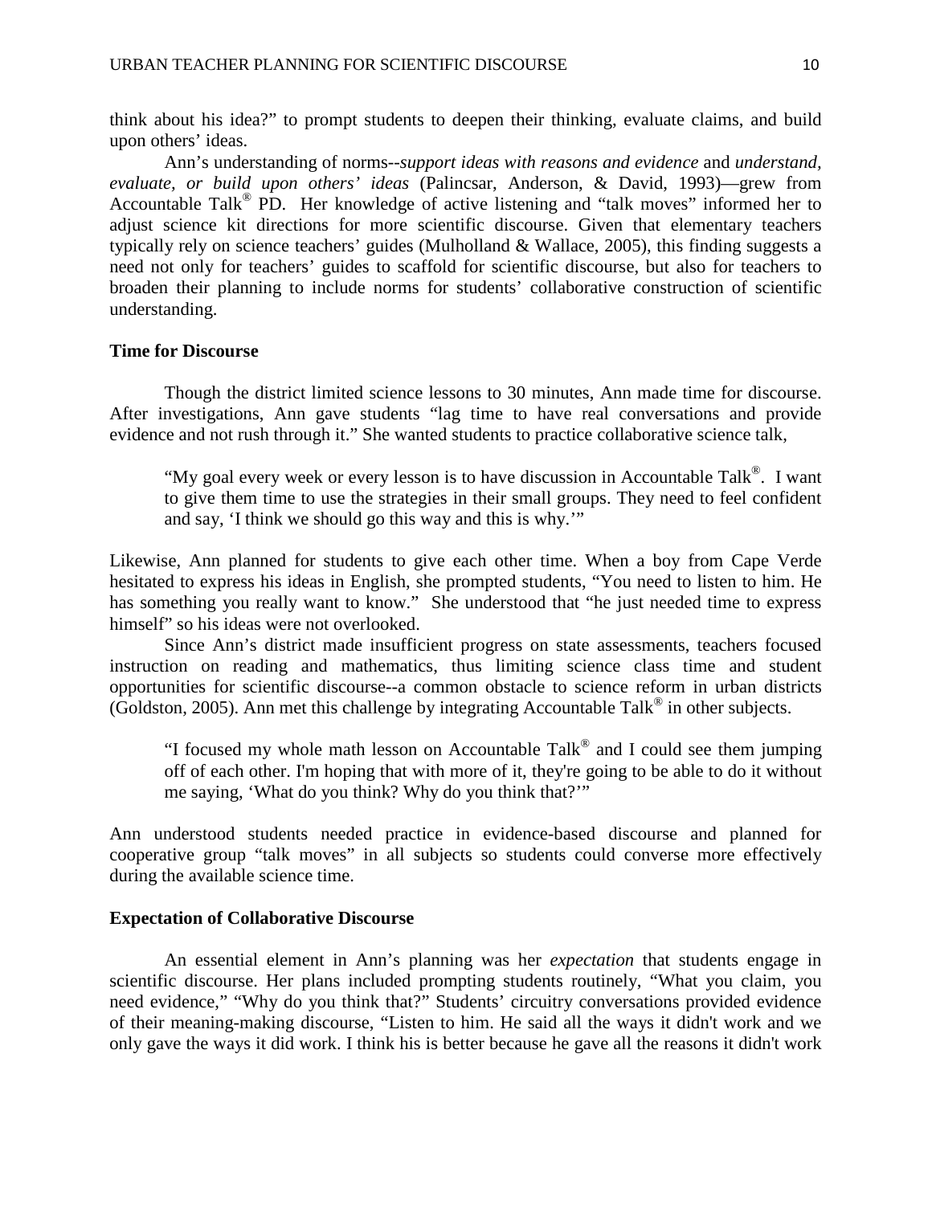think about his idea?" to prompt students to deepen their thinking, evaluate claims, and build upon others' ideas.

Ann's understanding of norms--*support ideas with reasons and evidence* and *understand, evaluate, or build upon others' ideas* (Palincsar, Anderson, & David, 1993)—grew from Accountable Talk® PD. Her knowledge of active listening and "talk moves" informed her to adjust science kit directions for more scientific discourse. Given that elementary teachers typically rely on science teachers' guides (Mulholland & Wallace, 2005), this finding suggests a need not only for teachers' guides to scaffold for scientific discourse, but also for teachers to broaden their planning to include norms for students' collaborative construction of scientific understanding.

**Time for Discourse**

Though the district limited science lessons to 30 minutes, Ann made time for discourse. After investigations, Ann gave students "lag time to have real conversations and provide evidence and not rush through it." She wanted students to practice collaborative science talk,

> "My goal every week or every lesson is to have discussion in Accountable Talk®. I want to give them time to use the strategies in their small groups. They need to feel confident and say, 'I think we should go this way and this is why.'"

Likewise, Ann planned for students to give each other time. When a boy from Cape Verde hesitated to express his ideas in English, she prompted students, "You need to listen to him. He has something you really want to know." She understood that "he just needed time to express himself" so his ideas were not overlooked.

Since Ann's district made insufficient progress on state assessments, teachers focused instruction on reading and mathematics, thus limiting science class time and student opportunities for scientific discourse--a common obstacle to science reform in urban districts (Goldston, 2005). Ann met this challenge by integrating Accountable Talk® in other subjects.

> "I focused my whole math lesson on Accountable Talk® and I could see them jumping off of each other. I'm hoping that with more of it, they're going to be able to do it without me saying, 'What do you think? Why do you think that?'"

Ann understood students needed practice in evidence-based discourse and planned for cooperative group "talk moves" in all subjects so students could converse more effectively during the available science time.

**Expectation of Collaborative Discourse**

An essential element in Ann's planning was her *expectation* that students engage in scientific discourse. Her plans included prompting students routinely, "What you claim, you need evidence," "Why do you think that?" Students' circuitry conversations provided evidence of their meaning-making discourse, "Listen to him. He said all the ways it didn't work and we only gave the ways it did work. I think his is better because he gave all the reasons it didn't work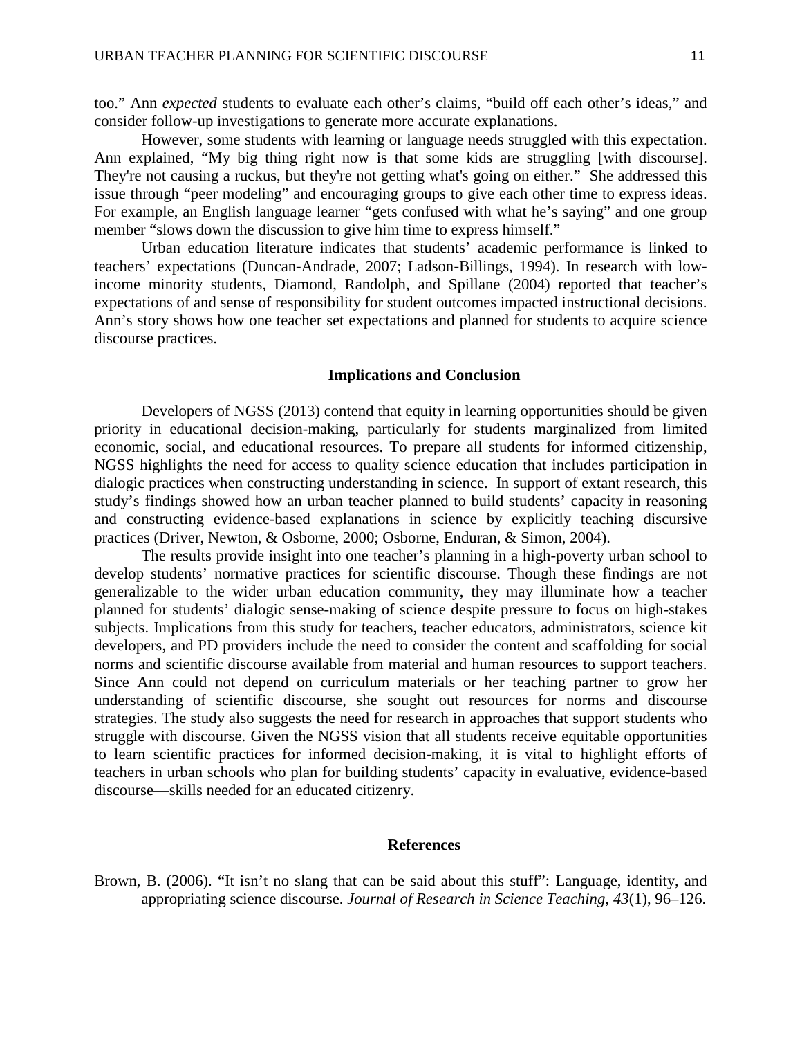too." Ann *expected* students to evaluate each other's claims, "build off each other's ideas," and consider follow-up investigations to generate more accurate explanations.

However, some students with learning or language needs struggled with this expectation. Ann explained, "My big thing right now is that some kids are struggling [with discourse]. They're not causing a ruckus, but they're not getting what's going on either." She addressed this issue through "peer modeling" and encouraging groups to give each other time to express ideas. For example, an English language learner "gets confused with what he's saying" and one group member "slows down the discussion to give him time to express himself."

Urban education literature indicates that students' academic performance is linked to teachers' expectations (Duncan-Andrade, 2007; Ladson-Billings, 1994). In research with low-income minority students, Diamond, Randolph, and Spillane (2004) reported that teacher's expectations of and sense of responsibility for student outcomes impacted instructional decisions. Ann's story shows how one teacher set expectations and planned for students to acquire science discourse practices.

## Implications and Conclusion

Developers of NGSS (2013) contend that equity in learning opportunities should be given priority in educational decision-making, particularly for students marginalized from limited economic, social, and educational resources. To prepare all students for informed citizenship, NGSS highlights the need for access to quality science education that includes participation in dialogic practices when constructing understanding in science. In support of extant research, this study's findings showed how an urban teacher planned to build students' capacity in reasoning and constructing evidence-based explanations in science by explicitly teaching discursive practices (Driver, Newton, & Osborne, 2000; Osborne, Enduran, & Simon, 2004).

The results provide insight into one teacher's planning in a high-poverty urban school to develop students' normative practices for scientific discourse. Though these findings are not generalizable to the wider urban education community, they may illuminate how a teacher planned for students' dialogic sense-making of science despite pressure to focus on high-stakes subjects. Implications from this study for teachers, teacher educators, administrators, science kit developers, and PD providers include the need to consider the content and scaffolding for social norms and scientific discourse available from material and human resources to support teachers. Since Ann could not depend on curriculum materials or her teaching partner to grow her understanding of scientific discourse, she sought out resources for norms and discourse strategies. The study also suggests the need for research in approaches that support students who struggle with discourse. Given the NGSS vision that all students receive equitable opportunities to learn scientific practices for informed decision-making, it is vital to highlight efforts of teachers in urban schools who plan for building students' capacity in evaluative, evidence-based discourse—skills needed for an educated citizenry.

## References

Brown, B. (2006). "It isn't no slang that can be said about this stuff": Language, identity, and appropriating science discourse. *Journal of Research in Science Teaching*, *43*(1), 96–126.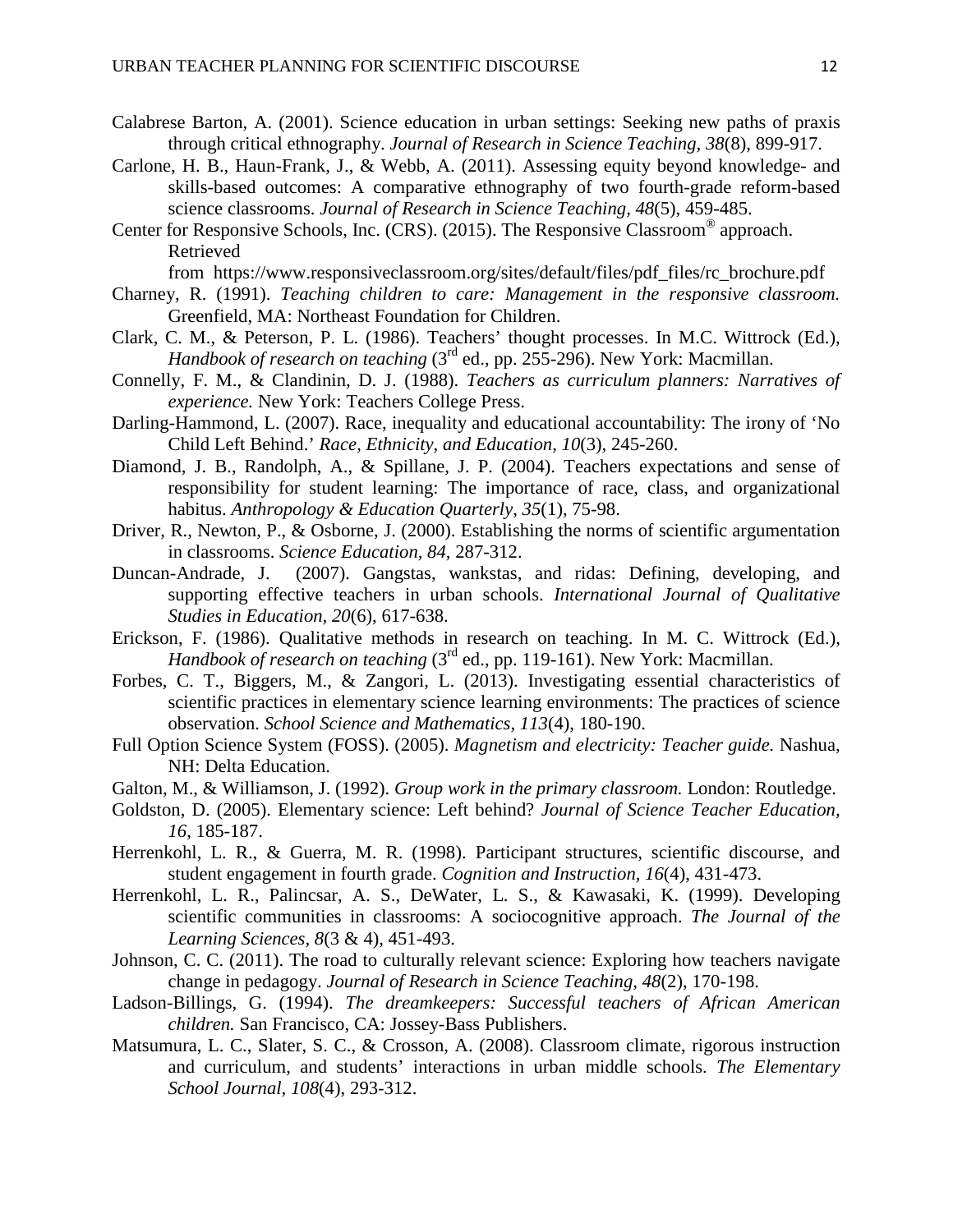Calabrese Barton, A. (2001). Science education in urban settings: Seeking new paths of praxis through critical ethnography. *Journal of Research in Science Teaching, 38*(8), 899-917.

Carlone, H. B., Haun-Frank, J., & Webb, A. (2011). Assessing equity beyond knowledge- and skills-based outcomes: A comparative ethnography of two fourth-grade reform-based science classrooms. *Journal of Research in Science Teaching, 48*(5), 459-485.

Center for Responsive Schools, Inc. (CRS). (2015). The Responsive Classroom® approach. Retrieved from https://www.responsiveclassroom.org/sites/default/files/pdf_files/rc_brochure.pdf

Charney, R. (1991). *Teaching children to care: Management in the responsive classroom.* Greenfield, MA: Northeast Foundation for Children.

Clark, C. M., & Peterson, P. L. (1986). Teachers' thought processes. In M.C. Wittrock (Ed.), *Handbook of research on teaching* (3rd ed., pp. 255-296). New York: Macmillan.

Connelly, F. M., & Clandinin, D. J. (1988). *Teachers as curriculum planners: Narratives of experience.* New York: Teachers College Press.

Darling-Hammond, L. (2007). Race, inequality and educational accountability: The irony of 'No Child Left Behind.' *Race, Ethnicity, and Education, 10*(3), 245-260.

Diamond, J. B., Randolph, A., & Spillane, J. P. (2004). Teachers expectations and sense of responsibility for student learning: The importance of race, class, and organizational habitus. *Anthropology & Education Quarterly, 35*(1), 75-98.

Driver, R., Newton, P., & Osborne, J. (2000). Establishing the norms of scientific argumentation in classrooms. *Science Education, 84,* 287-312.

Duncan-Andrade, J. (2007). Gangstas, wankstas, and ridas: Defining, developing, and supporting effective teachers in urban schools. *International Journal of Qualitative Studies in Education, 20*(6), 617-638.

Erickson, F. (1986). Qualitative methods in research on teaching. In M. C. Wittrock (Ed.), *Handbook of research on teaching* (3rd ed., pp. 119-161). New York: Macmillan.

Forbes, C. T., Biggers, M., & Zangori, L. (2013). Investigating essential characteristics of scientific practices in elementary science learning environments: The practices of science observation. *School Science and Mathematics, 113*(4), 180-190.

Full Option Science System (FOSS). (2005). *Magnetism and electricity: Teacher guide.* Nashua, NH: Delta Education.

Galton, M., & Williamson, J. (1992). *Group work in the primary classroom.* London: Routledge.

Goldston, D. (2005). Elementary science: Left behind? *Journal of Science Teacher Education, 16*, 185-187.

Herrenkohl, L. R., & Guerra, M. R. (1998). Participant structures, scientific discourse, and student engagement in fourth grade. *Cognition and Instruction, 16*(4), 431-473.

Herrenkohl, L. R., Palincsar, A. S., DeWater, L. S., & Kawasaki, K. (1999). Developing scientific communities in classrooms: A sociocognitive approach. *The Journal of the Learning Sciences, 8*(3 & 4), 451-493.

Johnson, C. C. (2011). The road to culturally relevant science: Exploring how teachers navigate change in pedagogy. *Journal of Research in Science Teaching, 48*(2), 170-198.

Ladson-Billings, G. (1994). *The dreamkeepers: Successful teachers of African American children.* San Francisco, CA: Jossey-Bass Publishers.

Matsumura, L. C., Slater, S. C., & Crosson, A. (2008). Classroom climate, rigorous instruction and curriculum, and students' interactions in urban middle schools. *The Elementary School Journal, 108*(4), 293-312.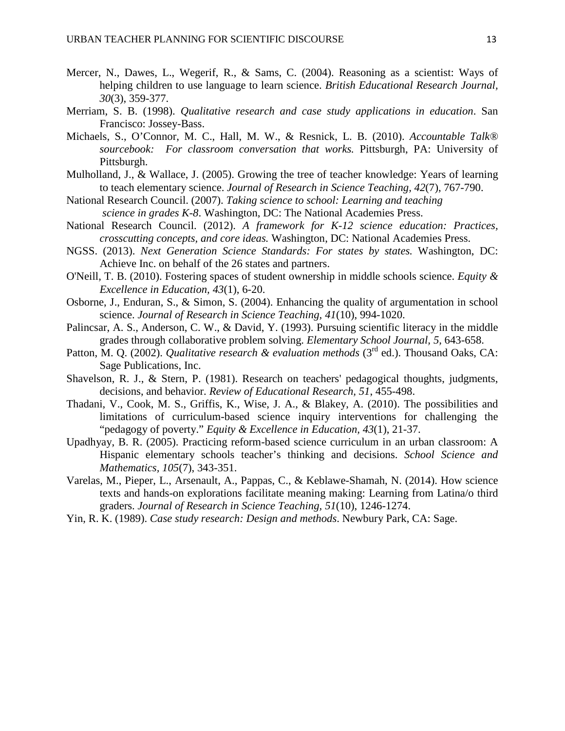Mercer, N., Dawes, L., Wegerif, R., & Sams, C. (2004). Reasoning as a scientist: Ways of helping children to use language to learn science. *British Educational Research Journal, 30*(3), 359-377.

Merriam, S. B. (1998). *Qualitative research and case study applications in education*. San Francisco: Jossey-Bass.

Michaels, S., O'Connor, M. C., Hall, M. W., & Resnick, L. B. (2010). *Accountable Talk® sourcebook: For classroom conversation that works.* Pittsburgh, PA: University of Pittsburgh.

Mulholland, J., & Wallace, J. (2005). Growing the tree of teacher knowledge: Years of learning to teach elementary science. *Journal of Research in Science Teaching, 42*(7), 767-790.

National Research Council. (2007). *Taking science to school: Learning and teaching science in grades K-8*. Washington, DC: The National Academies Press.

National Research Council. (2012). *A framework for K-12 science education: Practices, crosscutting concepts, and core ideas.* Washington, DC: National Academies Press.

NGSS. (2013). *Next Generation Science Standards: For states by states.* Washington, DC: Achieve Inc. on behalf of the 26 states and partners.

O'Neill, T. B. (2010). Fostering spaces of student ownership in middle schools science. *Equity & Excellence in Education, 43*(1), 6-20.

Osborne, J., Enduran, S., & Simon, S. (2004). Enhancing the quality of argumentation in school science. *Journal of Research in Science Teaching, 41*(10), 994-1020.

Palincsar, A. S., Anderson, C. W., & David, Y. (1993). Pursuing scientific literacy in the middle grades through collaborative problem solving. *Elementary School Journal, 5,* 643-658.

Patton, M. Q. (2002). *Qualitative research & evaluation methods* (3rd ed.). Thousand Oaks, CA: Sage Publications, Inc.

Shavelson, R. J., & Stern, P. (1981). Research on teachers' pedagogical thoughts, judgments, decisions, and behavior. *Review of Educational Research, 51*, 455-498.

Thadani, V., Cook, M. S., Griffis, K., Wise, J. A., & Blakey, A. (2010). The possibilities and limitations of curriculum-based science inquiry interventions for challenging the "pedagogy of poverty." *Equity & Excellence in Education, 43*(1), 21-37.

Upadhyay, B. R. (2005). Practicing reform-based science curriculum in an urban classroom: A Hispanic elementary schools teacher's thinking and decisions. *School Science and Mathematics, 105*(7), 343-351.

Varelas, M., Pieper, L., Arsenault, A., Pappas, C., & Keblawe-Shamah, N. (2014). How science texts and hands-on explorations facilitate meaning making: Learning from Latina/o third graders. *Journal of Research in Science Teaching, 51*(10), 1246-1274.

Yin, R. K. (1989). *Case study research: Design and methods*. Newbury Park, CA: Sage.